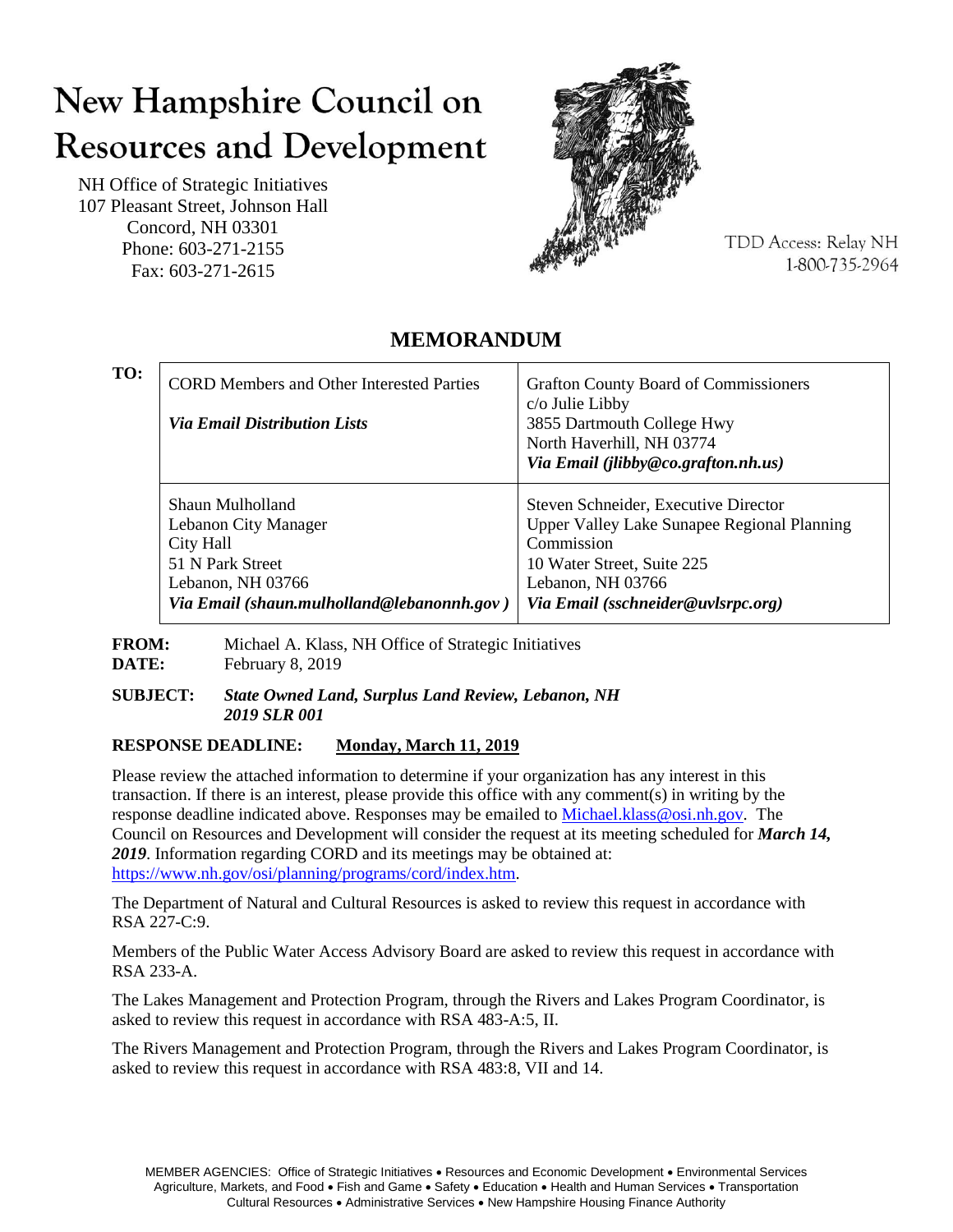# New Hampshire Council on Resources and Development

NH Office of Strategic Initiatives
107 Pleasant Street, Johnson Hall
Concord, NH 03301
Phone: 603-271-2155
Fax: 603-271-2615

TDD Access: Relay NH
1-800-735-2964

## MEMORANDUM

**TO:**

| | |
|---|---|
| CORD Members and Other Interested Parties<br><br>***Via Email Distribution Lists*** | Grafton County Board of Commissioners<br>c/o Julie Libby<br>3855 Dartmouth College Hwy<br>North Haverhill, NH 03774<br>***Via Email (jlibby@co.grafton.nh.us)*** |
| Shaun Mulholland<br>Lebanon City Manager<br>City Hall<br>51 N Park Street<br>Lebanon, NH 03766<br>***Via Email (shaun.mulholland@lebanonnh.gov )*** | Steven Schneider, Executive Director<br>Upper Valley Lake Sunapee Regional Planning Commission<br>10 Water Street, Suite 225<br>Lebanon, NH 03766<br>***Via Email (sschneider@uvlsrpc.org)*** |

**FROM:** Michael A. Klass, NH Office of Strategic Initiatives
**DATE:** February 8, 2019

**SUBJECT:** ***State Owned Land, Surplus Land Review, Lebanon, NH 2019 SLR 001***

**RESPONSE DEADLINE:** **Monday, March 11, 2019**

Please review the attached information to determine if your organization has any interest in this transaction. If there is an interest, please provide this office with any comment(s) in writing by the response deadline indicated above. Responses may be emailed to Michael.klass@osi.nh.gov. The Council on Resources and Development will consider the request at its meeting scheduled for ***March 14, 2019***. Information regarding CORD and its meetings may be obtained at: https://www.nh.gov/osi/planning/programs/cord/index.htm.

The Department of Natural and Cultural Resources is asked to review this request in accordance with RSA 227-C:9.

Members of the Public Water Access Advisory Board are asked to review this request in accordance with RSA 233-A.

The Lakes Management and Protection Program, through the Rivers and Lakes Program Coordinator, is asked to review this request in accordance with RSA 483-A:5, II.

The Rivers Management and Protection Program, through the Rivers and Lakes Program Coordinator, is asked to review this request in accordance with RSA 483:8, VII and 14.

MEMBER AGENCIES: Office of Strategic Initiatives • Resources and Economic Development • Environmental Services Agriculture, Markets, and Food • Fish and Game • Safety • Education • Health and Human Services • Transportation Cultural Resources • Administrative Services • New Hampshire Housing Finance Authority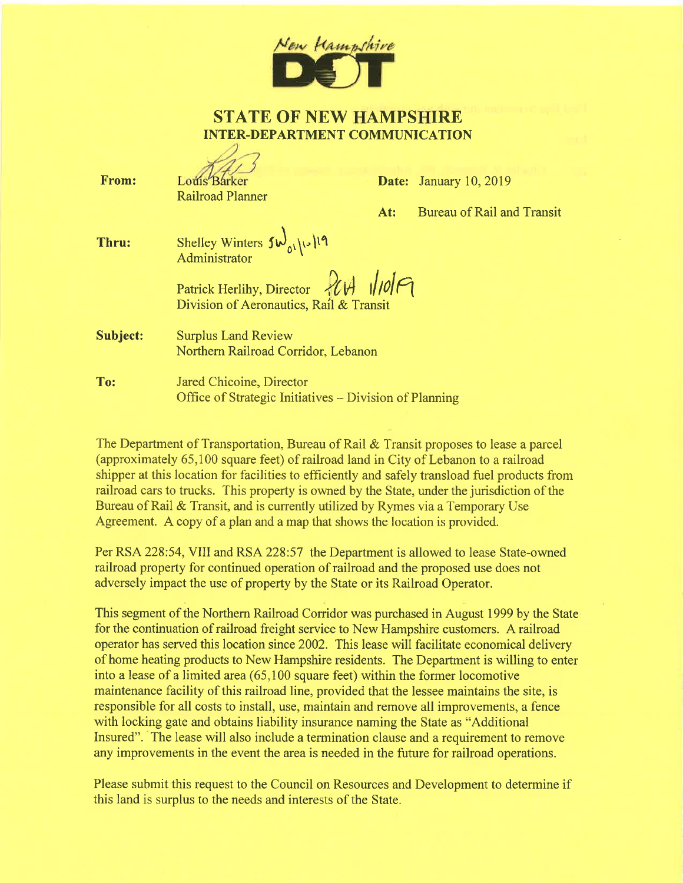New Hampshire DOT

# STATE OF NEW HAMPSHIRE
## INTER-DEPARTMENT COMMUNICATION

**From:** Louis Barker
Railroad Planner

**Date:** January 10, 2019

**At:** Bureau of Rail and Transit

**Thru:** Shelley Winters SW 01/10/19
Administrator

Patrick Herlihy, Director PCH 1/10/19
Division of Aeronautics, Rail & Transit

**Subject:** Surplus Land Review
Northern Railroad Corridor, Lebanon

**To:** Jared Chicoine, Director
Office of Strategic Initiatives – Division of Planning

The Department of Transportation, Bureau of Rail & Transit proposes to lease a parcel (approximately 65,100 square feet) of railroad land in City of Lebanon to a railroad shipper at this location for facilities to efficiently and safely transload fuel products from railroad cars to trucks. This property is owned by the State, under the jurisdiction of the Bureau of Rail & Transit, and is currently utilized by Rymes via a Temporary Use Agreement. A copy of a plan and a map that shows the location is provided.

Per RSA 228:54, VIII and RSA 228:57 the Department is allowed to lease State-owned railroad property for continued operation of railroad and the proposed use does not adversely impact the use of property by the State or its Railroad Operator.

This segment of the Northern Railroad Corridor was purchased in August 1999 by the State for the continuation of railroad freight service to New Hampshire customers. A railroad operator has served this location since 2002. This lease will facilitate economical delivery of home heating products to New Hampshire residents. The Department is willing to enter into a lease of a limited area (65,100 square feet) within the former locomotive maintenance facility of this railroad line, provided that the lessee maintains the site, is responsible for all costs to install, use, maintain and remove all improvements, a fence with locking gate and obtains liability insurance naming the State as "Additional Insured". The lease will also include a termination clause and a requirement to remove any improvements in the event the area is needed in the future for railroad operations.

Please submit this request to the Council on Resources and Development to determine if this land is surplus to the needs and interests of the State.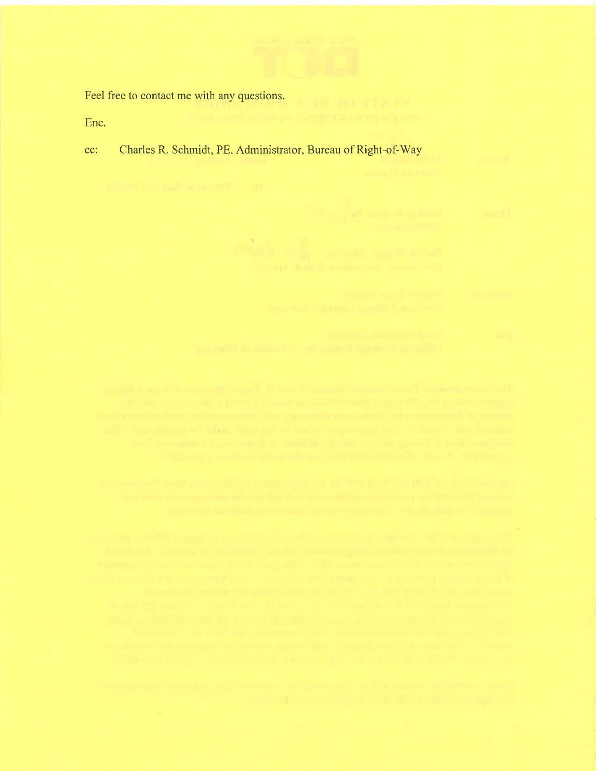Feel free to contact me with any questions.

Enc.

cc: Charles R. Schmidt, PE, Administrator, Bureau of Right-of-Way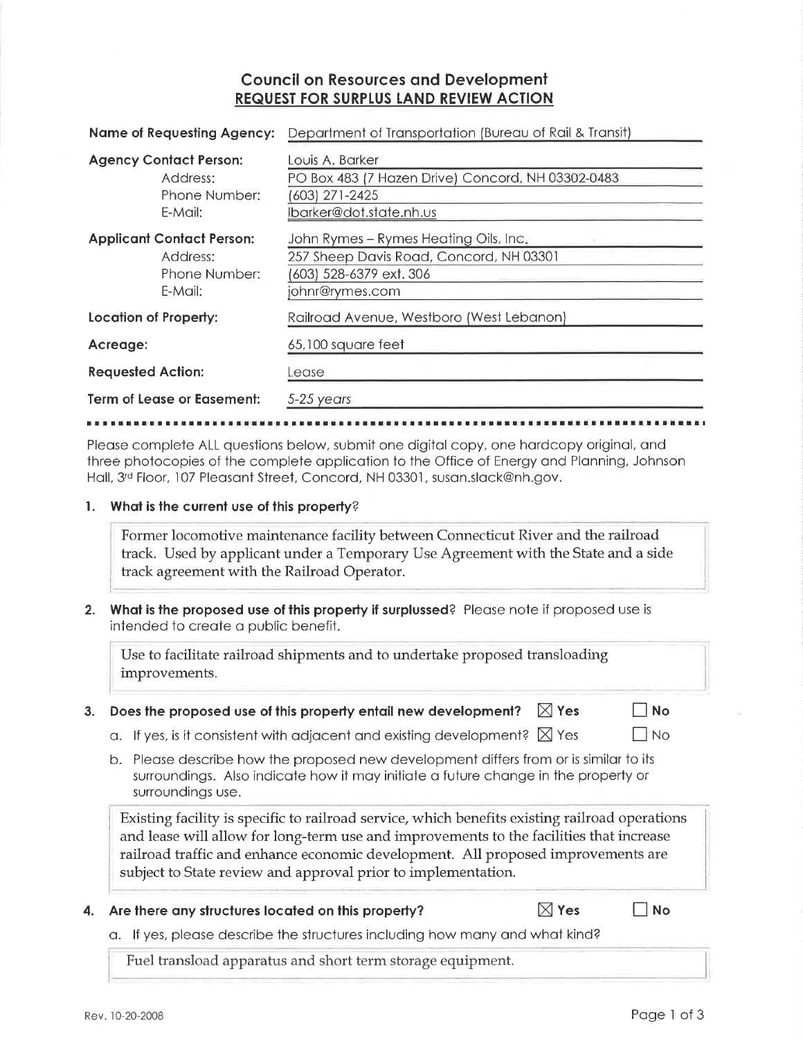## Council on Resources and Development
## REQUEST FOR SURPLUS LAND REVIEW ACTION

| | |
|---|---|
| **Name of Requesting Agency:** | Department of Transportation (Bureau of Rail & Transit) |
| **Agency Contact Person:** | Louis A. Barker |
| Address: | PO Box 483 (7 Hazen Drive) Concord, NH 03302-0483 |
| Phone Number: | (603) 271-2425 |
| E-Mail: | lbarker@dot.state.nh.us |
| **Applicant Contact Person:** | John Rymes – Rymes Heating Oils, Inc. |
| Address: | 257 Sheep Davis Road, Concord, NH 03301 |
| Phone Number: | (603) 528-6379 ext. 306 |
| E-Mail: | johnr@rymes.com |
| **Location of Property:** | Railroad Avenue, Westboro (West Lebanon) |
| **Acreage:** | 65,100 square feet |
| **Requested Action:** | Lease |
| **Term of Lease or Easement:** | *5-25 years* |

Please complete ALL questions below, submit one digital copy, one hardcopy original, and three photocopies of the complete application to the Office of Energy and Planning, Johnson Hall, 3rd Floor, 107 Pleasant Street, Concord, NH 03301, susan.slack@nh.gov.

**1. What is the current use of this property?**

Former locomotive maintenance facility between Connecticut River and the railroad track. Used by applicant under a Temporary Use Agreement with the State and a side track agreement with the Railroad Operator.

**2. What is the proposed use of this property if surplussed?** Please note if proposed use is intended to create a public benefit.

Use to facilitate railroad shipments and to undertake proposed transloading improvements.

**3. Does the proposed use of this property entail new development?** ☒ **Yes** ☐ **No**

a. If yes, is it consistent with adjacent and existing development? ☒ Yes ☐ No

b. Please describe how the proposed new development differs from or is similar to its surroundings. Also indicate how it may initiate a future change in the property or surroundings use.

Existing facility is specific to railroad service, which benefits existing railroad operations and lease will allow for long-term use and improvements to the facilities that increase railroad traffic and enhance economic development. All proposed improvements are subject to State review and approval prior to implementation.

**4. Are there any structures located on this property?** ☒ **Yes** ☐ **No**

a. If yes, please describe the structures including how many and what kind?

Fuel transload apparatus and short term storage equipment.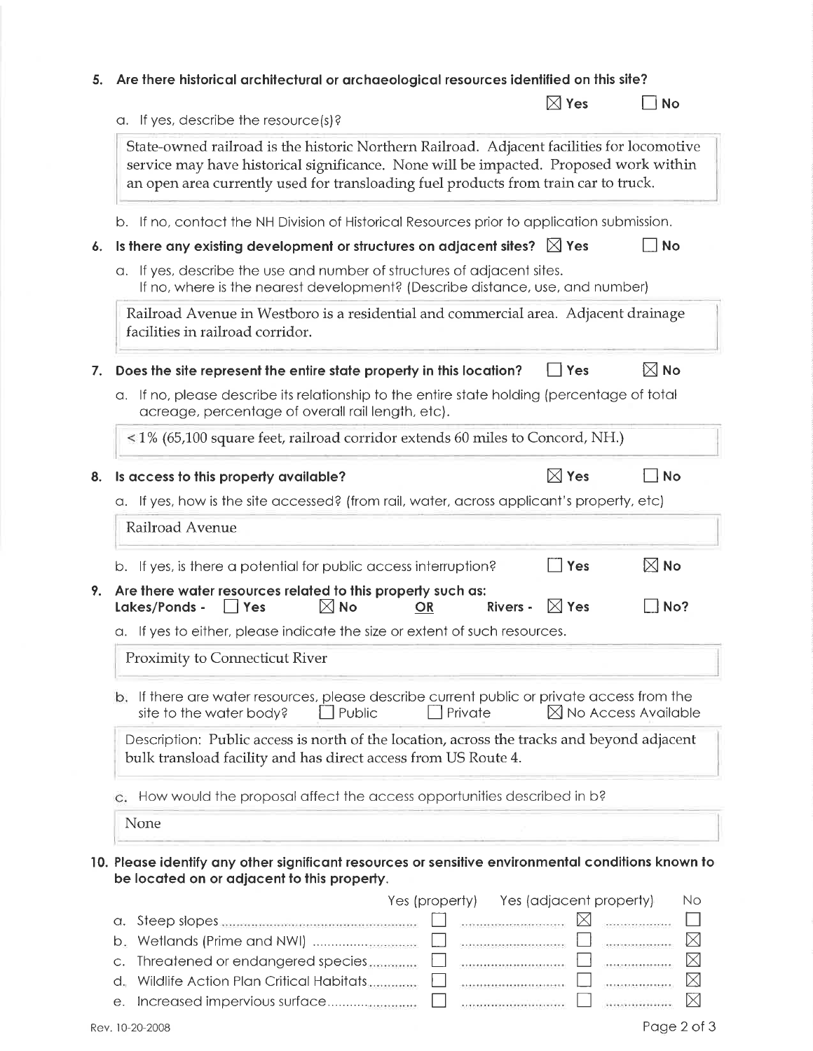5. **Are there historical architectural or archaeological resources identified on this site?**

☒ Yes ☐ No

a. If yes, describe the resource(s)?

State-owned railroad is the historic Northern Railroad. Adjacent facilities for locomotive service may have historical significance. None will be impacted. Proposed work within an open area currently used for transloading fuel products from train car to truck.

b. If no, contact the NH Division of Historical Resources prior to application submission.

6. **Is there any existing development or structures on adjacent sites?** ☒ Yes ☐ No

a. If yes, describe the use and number of structures of adjacent sites.
If no, where is the nearest development? (Describe distance, use, and number)

Railroad Avenue in Westboro is a residential and commercial area. Adjacent drainage facilities in railroad corridor.

7. **Does the site represent the entire state property in this location?** ☐ Yes ☒ No

a. If no, please describe its relationship to the entire state holding (percentage of total acreage, percentage of overall rail length, etc).

< 1% (65,100 square feet, railroad corridor extends 60 miles to Concord, NH.)

8. **Is access to this property available?** ☒ Yes ☐ No

a. If yes, how is the site accessed? (from rail, water, across applicant's property, etc)

Railroad Avenue

b. If yes, is there a potential for public access interruption? ☐ Yes ☒ No

9. **Are there water resources related to this property such as:**
**Lakes/Ponds -** ☐ Yes ☒ No **OR** **Rivers -** ☒ Yes ☐ No?

a. If yes to either, please indicate the size or extent of such resources.

Proximity to Connecticut River

b. If there are water resources, please describe current public or private access from the site to the water body? ☐ Public ☐ Private ☒ No Access Available

Description: Public access is north of the location, across the tracks and beyond adjacent bulk transload facility and has direct access from US Route 4.

c. How would the proposal affect the access opportunities described in b?

None

10. **Please identify any other significant resources or sensitive environmental conditions known to be located on or adjacent to this property.**

| | Yes (property) | Yes (adjacent property) | No |
|---|---|---|---|
| a. Steep slopes | ☐ | ☒ | ☐ |
| b. Wetlands (Prime and NWI) | ☐ | ☐ | ☒ |
| c. Threatened or endangered species | ☐ | ☐ | ☒ |
| d. Wildlife Action Plan Critical Habitats | ☐ | ☐ | ☒ |
| e. Increased impervious surface | ☐ | ☐ | ☒ |

Rev. 10-20-2008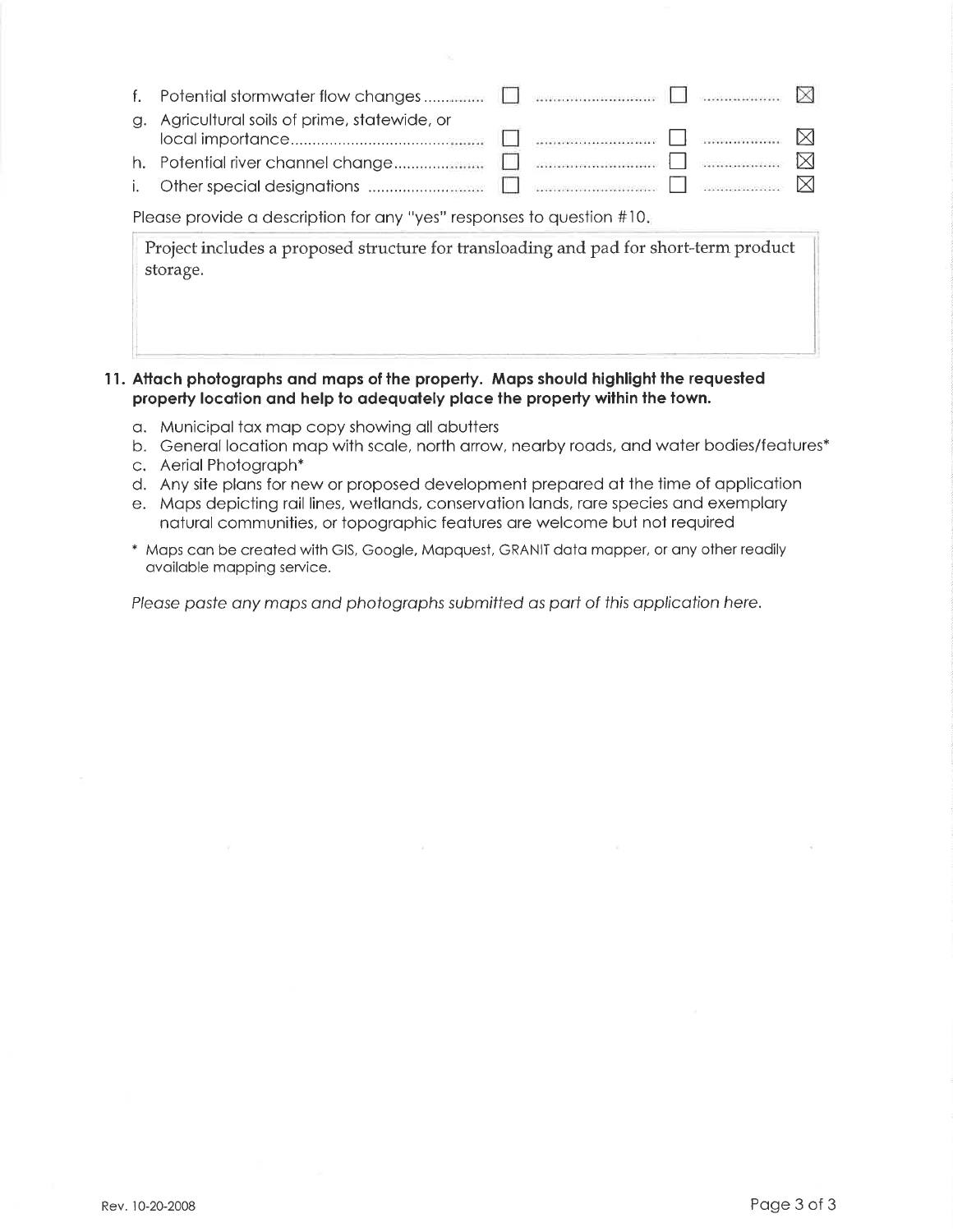f. Potential stormwater flow changes .............. ☐ .......................... ☐ .................. ☒

g. Agricultural soils of prime, statewide, or local importance .............................................. ☐ .......................... ☐ .................. ☒

h. Potential river channel change ..................... ☐ .......................... ☐ .................. ☒

i. Other special designations ........................... ☐ .......................... ☐ .................. ☒

Please provide a description for any "yes" responses to question #10.

> Project includes a proposed structure for transloading and pad for short-term product storage.

**11. Attach photographs and maps of the property. Maps should highlight the requested property location and help to adequately place the property within the town.**

a. Municipal tax map copy showing all abutters

b. General location map with scale, north arrow, nearby roads, and water bodies/features*

c. Aerial Photograph*

d. Any site plans for new or proposed development prepared at the time of application

e. Maps depicting rail lines, wetlands, conservation lands, rare species and exemplary natural communities, or topographic features are welcome but not required

\* Maps can be created with GIS, Google, Mapquest, GRANIT data mapper, or any other readily available mapping service.

*Please paste any maps and photographs submitted as part of this application here.*

Rev. 10-20-2008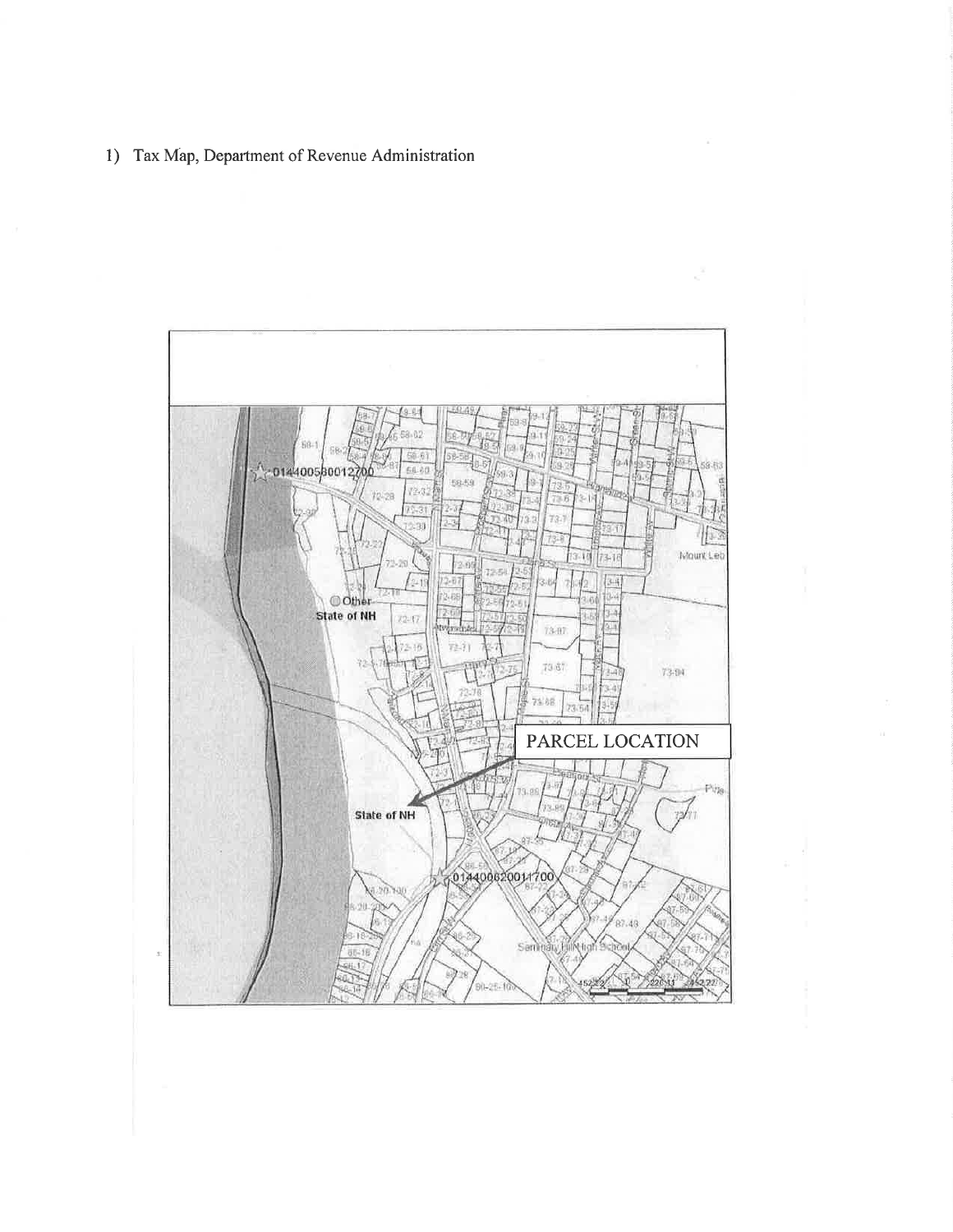1) Tax Map, Department of Revenue Administration

PARCEL LOCATION

State of NH

Other

State of NH

014400580012700

014400620011700

Mount Leb

Seminary Hill High School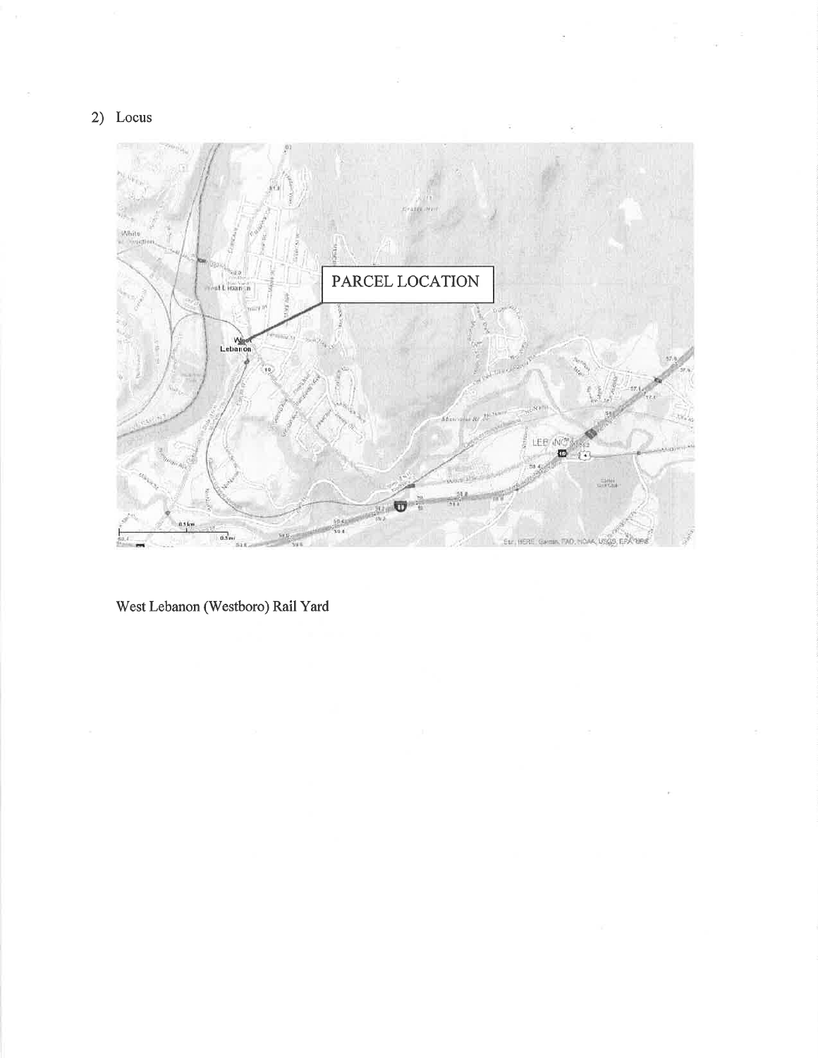2) Locus

PARCEL LOCATION

West Lebanon

West Lebanon (Westboro) Rail Yard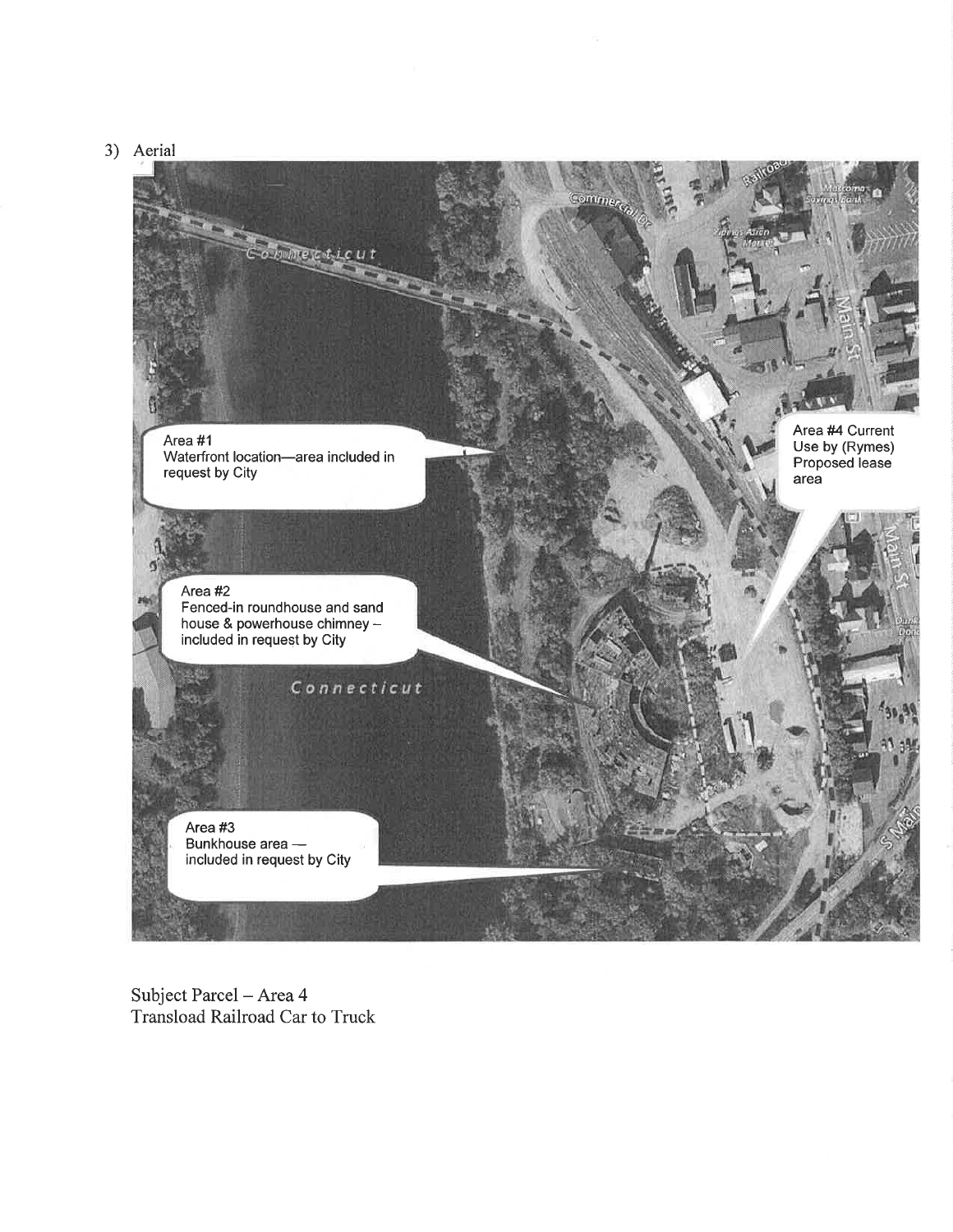3) Aerial

Area #1
Waterfront location—area included in request by City

Area #2
Fenced-in roundhouse and sand house & powerhouse chimney – included in request by City

Area #3
Bunkhouse area — included in request by City

Area #4 Current Use by (Rymes) Proposed lease area

Subject Parcel – Area 4
Transload Railroad Car to Truck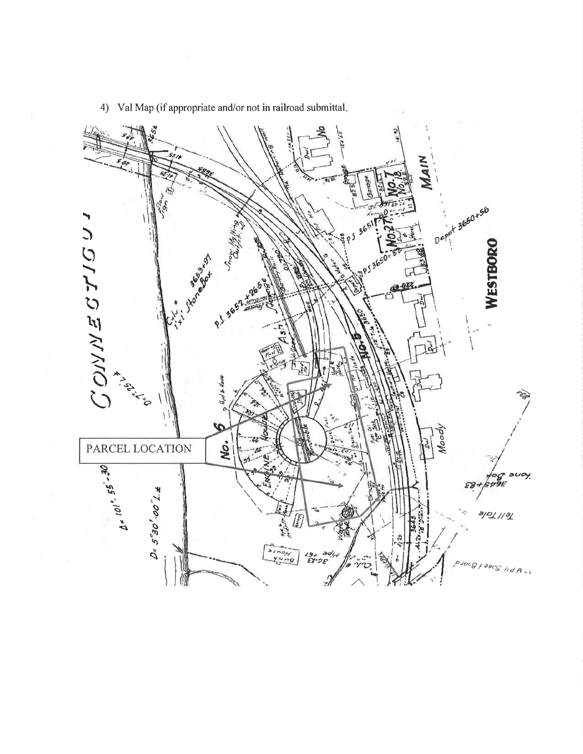4) Val Map (if appropriate and/or not in railroad submittal.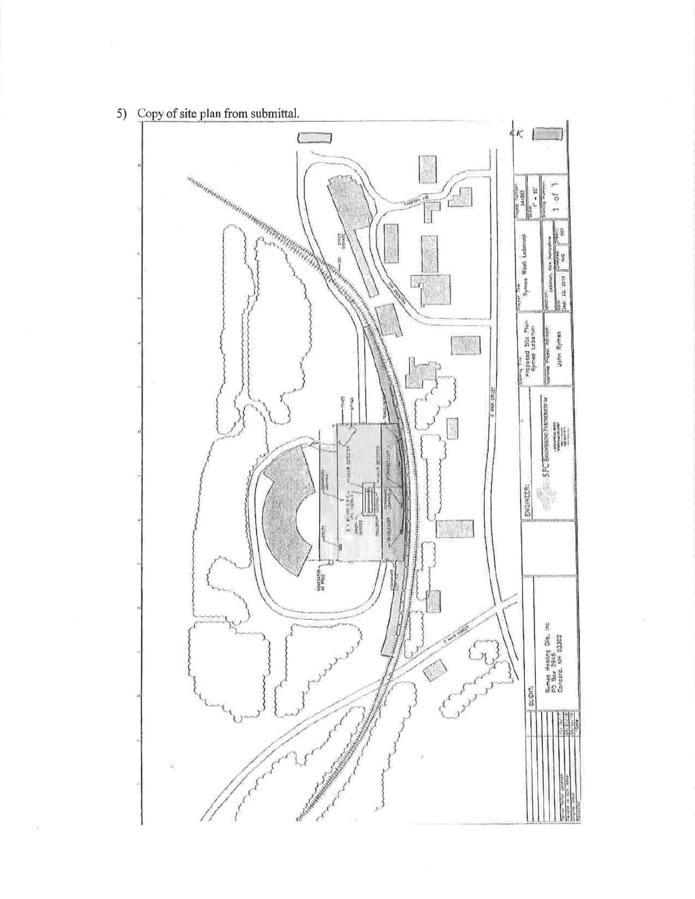5) Copy of site plan from submittal.